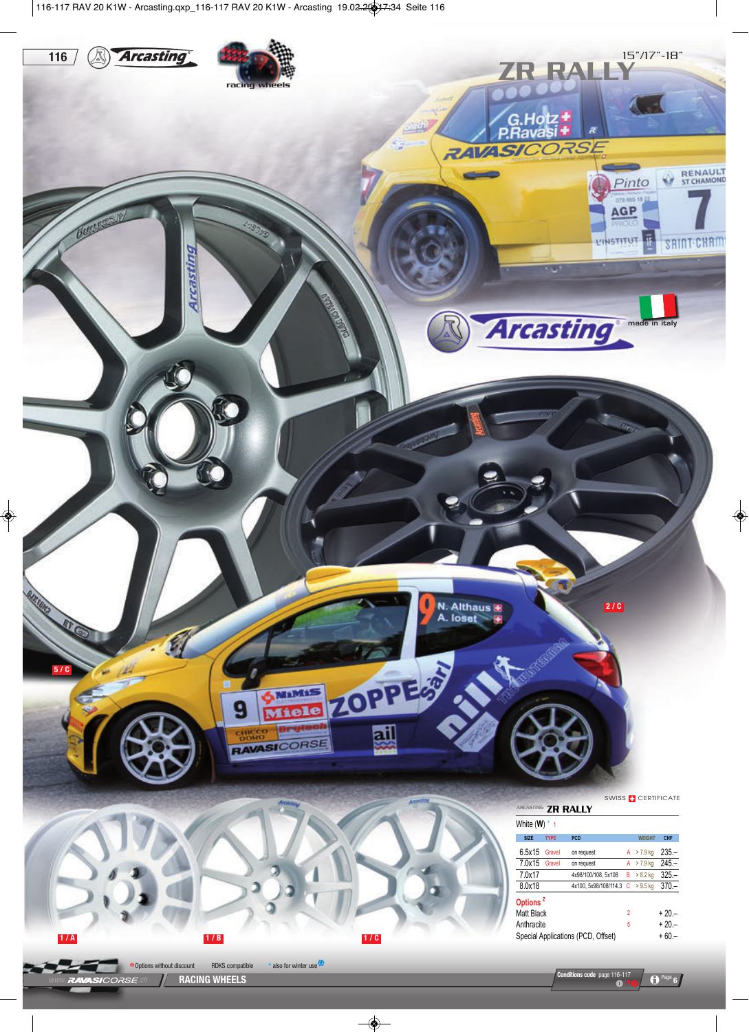# ZR RALLY

15"/17"-18"

Arcasting — made in italy

2 / C

5 / C

1 / A

1 / B

1 / C

SWISS CERTIFICATE

## ARCASTING ZR RALLY

White (W) * 1

| SIZE | TYPE | PCD | | WEIGHT | CHF |
|---|---|---|---|---|---|
| 6.5x15 | Gravel | on request | A | > 7.9 kg | 235.– |
| 7.0x15 | Gravel | on request | A | > 7.9 kg | 245.– |
| 7.0x17 | | 4x98/100/108, 5x108 | B | > 8.2 kg | 325.– |
| 8.0x18 | | 4x100, 5x98/108/114.3 | C | > 9.5 kg | 370.– |

**Options** Z

| | | |
|---|---|---|
| Matt Black | 2 | + 20.– |
| Anthracite | 5 | + 20.– |
| Special Applications (PCD, Offset) | | + 60.– |

Options without discount — RDKS compatible — * also for winter use

RACING WHEELS

Conditions code page 116-117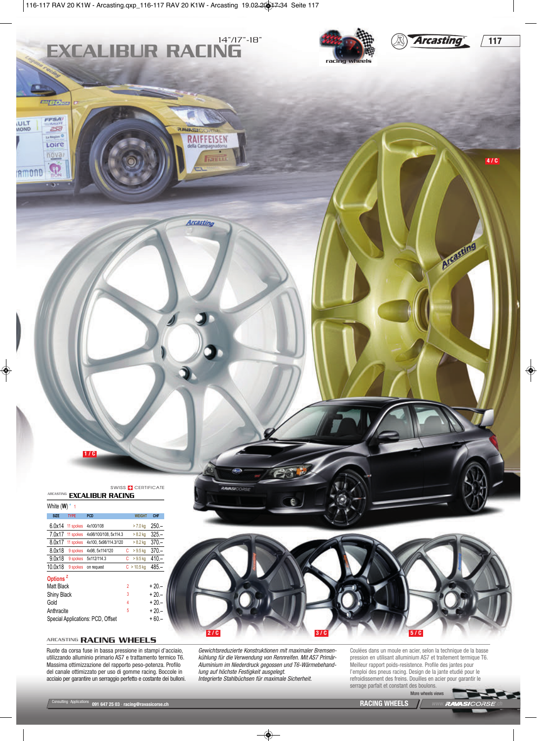# EXCALIBUR RACING

14"/17"-18"

Arcasting

1 / C

4 / C

2 / C

3 / C

5 / C

SWISS CERTIFICATE

ARCASTING **EXCALIBUR RACING**

White (**W**) * 1

| SIZE | TYPE | PCD | | WEIGHT | CHF |
|---|---|---|---|---|---|
| 6.0x14 | 11 spokes | 4x100/108 | | > 7.0 kg | 250.– |
| 7.0x17 | 11 spokes | 4x98/100/108, 5x114.3 | | > 8.2 kg | 325.– |
| 8.0x17 | 11 spokes | 4x100, 5x98/114.3/120 | | > 8.2 kg | 370.– |
| 8.0x18 | 9 spokes | 4x98, 5x114/120 | C | > 9.5 kg | 370.– |
| 9.0x18 | 9 spokes | 5x112/114.3 | C | > 9.5 kg | 410.– |
| 10.0x18 | 9 spokes | on request | C | > 10.5 kg | 485.– |

**Options** Z

| | | |
|---|---|---|
| Matt Black | 2 | + 20.– |
| Shiny Black | 3 | + 20.– |
| Gold | 4 | + 20.– |
| Anthracite | 5 | + 20.– |
| Special Applications: PCD, Offset | | + 60.– |

## ARCASTING RACING WHEELS

Ruote da corsa fuse in bassa pressione in stampi d'acciaio, utilizzando alluminio primario AS7 e trattamento termico T6. Massima ottimizzazione del rapporto peso-potenza. Profilo del canale ottimizzato per uso di gomme racing. Boccole in acciaio per garantire un serraggio perfetto e costante dei bulloni.

*Gewichtsreduzierte Konstruktionen mit maximaler Bremsenkühlung für die Verwendung von Rennreifen. Mit AS7 Primär-Aluminium im Niederdruck gegossen und T6-Wärmebehandlung auf höchste Festigkeit ausgelegt. Integrierte Stahlbüchsen für maximale Sicherheit.*

Coulées dans un moule en acier, selon la technique de la basse pression en utilisant alluminium AS7 et traitement termique T6. Meilleur rapport poids-resistence. Profile des jantes pour l'emploi des pneus racing. Design de la jante etudié pour le refroidissement des freins. Douilles en acier pour garantir le serrage parfait et constant des boulons.

More wheels views

Consulting · Applications 091 647 25 03 · racing@ravasicorse.ch

RACING WHEELS

www.RAVASICORSE.ch